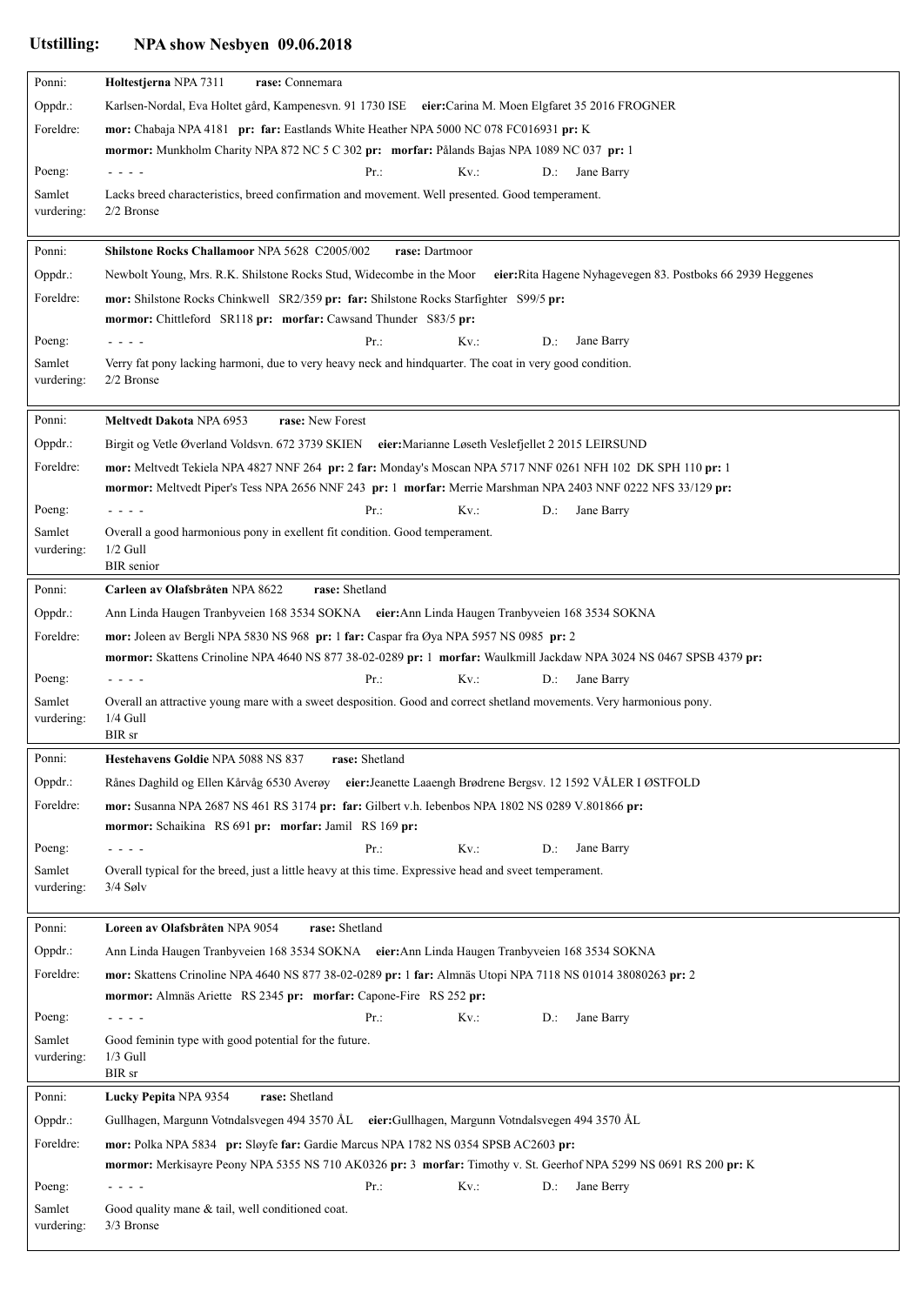**Utstilling:** **NPA show Nesbyen 09.06.2018**

| | |
|---|---|
| Ponni: | **Holtestjerna** NPA 7311 **rase:** Connemara |
| Oppdr.: | Karlsen-Nordal, Eva Holtet gård, Kampenesvn. 91 1730 ISE **eier:**Carina M. Moen Elgfaret 35 2016 FROGNER |
| Foreldre: | **mor:** Chabaja NPA 4181 **pr: far:** Eastlands White Heather NPA 5000 NC 078 FC016931 **pr:** K |
| | **mormor:** Munkholm Charity NPA 872 NC 5 C 302 **pr: morfar:** Pålands Bajas NPA 1089 NC 037 **pr:** 1 |
| Poeng: | - - - - Pr.: Kv.: D.: Jane Barry |
| Samlet vurdering: | Lacks breed characteristics, breed confirmation and movement. Well presented. Good temperament.<br>2/2 Bronse |

| | |
|---|---|
| Ponni: | **Shilstone Rocks Challamoor** NPA 5628 C2005/002 **rase:** Dartmoor |
| Oppdr.: | Newbolt Young, Mrs. R.K. Shilstone Rocks Stud, Widecombe in the Moor **eier:**Rita Hagene Nyhagevegen 83. Postboks 66 2939 Heggenes |
| Foreldre: | **mor:** Shilstone Rocks Chinkwell SR2/359 **pr: far:** Shilstone Rocks Starfighter S99/5 **pr:** |
| | **mormor:** Chittleford SR118 **pr: morfar:** Cawsand Thunder S83/5 **pr:** |
| Poeng: | - - - - Pr.: Kv.: D.: Jane Barry |
| Samlet vurdering: | Verry fat pony lacking harmoni, due to very heavy neck and hindquarter. The coat in very good condition.<br>2/2 Bronse |

| | |
|---|---|
| Ponni: | **Meltvedt Dakota** NPA 6953 **rase:** New Forest |
| Oppdr.: | Birgit og Vetle Øverland Voldsvn. 672 3739 SKIEN **eier:**Marianne Løseth Veslefjellet 2 2015 LEIRSUND |
| Foreldre: | **mor:** Meltvedt Tekiela NPA 4827 NNF 264 **pr:** 2 **far:** Monday's Moscan NPA 5717 NNF 0261 NFH 102 DK SPH 110 **pr:** 1 |
| | **mormor:** Meltvedt Piper's Tess NPA 2656 NNF 243 **pr:** 1 **morfar:** Merrie Marshman NPA 2403 NNF 0222 NFS 33/129 **pr:** |
| Poeng: | - - - - Pr.: Kv.: D.: Jane Barry |
| Samlet vurdering: | Overall a good harmonious pony in exellent fit condition. Good temperament.<br>1/2 Gull<br>BIR senior |

| | |
|---|---|
| Ponni: | **Carleen av Olafsbråten** NPA 8622 **rase:** Shetland |
| Oppdr.: | Ann Linda Haugen Tranbyveien 168 3534 SOKNA **eier:**Ann Linda Haugen Tranbyveien 168 3534 SOKNA |
| Foreldre: | **mor:** Joleen av Bergli NPA 5830 NS 968 **pr:** 1 **far:** Caspar fra Øya NPA 5957 NS 0985 **pr:** 2 |
| | **mormor:** Skattens Crinoline NPA 4640 NS 877 38-02-0289 **pr:** 1 **morfar:** Waulkmill Jackdaw NPA 3024 NS 0467 SPSB 4379 **pr:** |
| Poeng: | - - - - Pr.: Kv.: D.: Jane Barry |
| Samlet vurdering: | Overall an attractive young mare with a sweet desposition. Good and correct shetland movements. Very harmonious pony.<br>1/4 Gull<br>BIR sr |

| | |
|---|---|
| Ponni: | **Hestehavens Goldie** NPA 5088 NS 837 **rase:** Shetland |
| Oppdr.: | Rånes Daghild og Ellen Kårvåg 6530 Averøy **eier:**Jeanette Laaengh Brødrene Bergsv. 12 1592 VÅLER I ØSTFOLD |
| Foreldre: | **mor:** Susanna NPA 2687 NS 461 RS 3174 **pr: far:** Gilbert v.h. Iebenbos NPA 1802 NS 0289 V.801866 **pr:** |
| | **mormor:** Schaikina RS 691 **pr: morfar:** Jamil RS 169 **pr:** |
| Poeng: | - - - - Pr.: Kv.: D.: Jane Barry |
| Samlet vurdering: | Overall typical for the breed, just a little heavy at this time. Expressive head and sveet temperament.<br>3/4 Sølv |

| | |
|---|---|
| Ponni: | **Loreen av Olafsbråten** NPA 9054 **rase:** Shetland |
| Oppdr.: | Ann Linda Haugen Tranbyveien 168 3534 SOKNA **eier:**Ann Linda Haugen Tranbyveien 168 3534 SOKNA |
| Foreldre: | **mor:** Skattens Crinoline NPA 4640 NS 877 38-02-0289 **pr:** 1 **far:** Almnäs Utopi NPA 7118 NS 01014 38080263 **pr:** 2 |
| | **mormor:** Almnäs Ariette RS 2345 **pr: morfar:** Capone-Fire RS 252 **pr:** |
| Poeng: | - - - - Pr.: Kv.: D.: Jane Barry |
| Samlet vurdering: | Good feminin type with good potential for the future.<br>1/3 Gull<br>BIR sr |

| | |
|---|---|
| Ponni: | **Lucky Pepita** NPA 9354 **rase:** Shetland |
| Oppdr.: | Gullhagen, Margunn Votndalsvegen 494 3570 ÅL **eier:**Gullhagen, Margunn Votndalsvegen 494 3570 ÅL |
| Foreldre: | **mor:** Polka NPA 5834 **pr:** Sløyfe **far:** Gardie Marcus NPA 1782 NS 0354 SPSB AC2603 **pr:** |
| | **mormor:** Merkisayre Peony NPA 5355 NS 710 AK0326 **pr:** 3 **morfar:** Timothy v. St. Geerhof NPA 5299 NS 0691 RS 200 **pr:** K |
| Poeng: | - - - - Pr.: Kv.: D.: Jane Berry |
| Samlet vurdering: | Good quality mane & tail, well conditioned coat.<br>3/3 Bronse |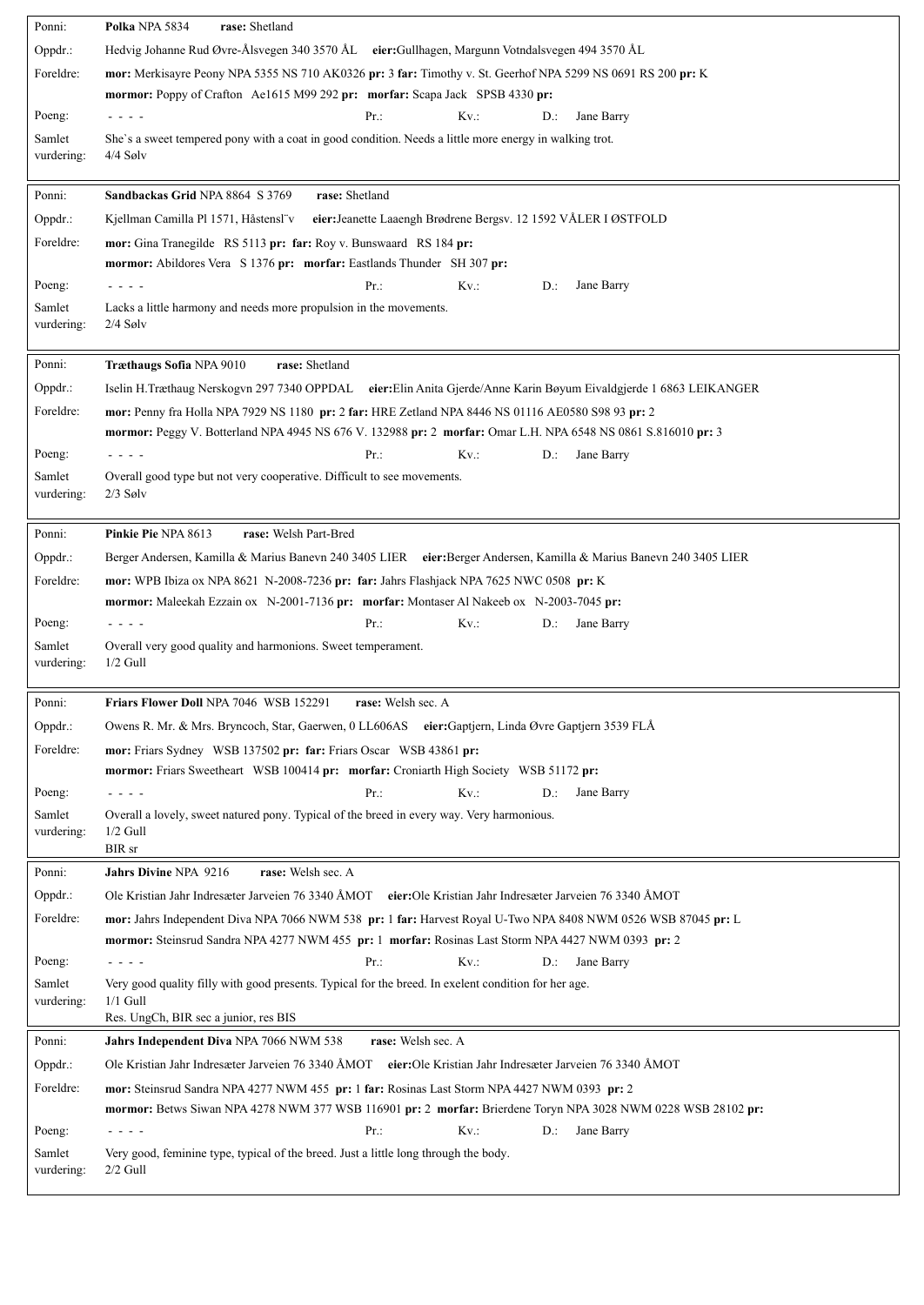| | |
|---|---|
| Ponni: | **Polka** NPA 5834 **rase:** Shetland |
| Oppdr.: | Hedvig Johanne Rud Øvre-Ålsvegen 340 3570 ÅL **eier:**Gullhagen, Margunn Votndalsvegen 494 3570 ÅL |
| Foreldre: | **mor:** Merkisayre Peony NPA 5355 NS 710 AK0326 **pr:** 3 **far:** Timothy v. St. Geerhof NPA 5299 NS 0691 RS 200 **pr:** K<br>**mormor:** Poppy of Crafton Ae1615 M99 292 **pr: morfar:** Scapa Jack SPSB 4330 **pr:** |
| Poeng: | - - - - Pr.: Kv.: D.: Jane Barry |
| Samlet vurdering: | She`s a sweet tempered pony with a coat in good condition. Needs a little more energy in walking trot.<br>4/4 Sølv |

| | |
|---|---|
| Ponni: | **Sandbackas Grid** NPA 8864 S 3769 **rase:** Shetland |
| Oppdr.: | Kjellman Camilla Pl 1571, Håstensl¨v **eier:**Jeanette Laaengh Brødrene Bergsv. 12 1592 VÅLER I ØSTFOLD |
| Foreldre: | **mor:** Gina Tranegilde RS 5113 **pr: far:** Roy v. Bunswaard RS 184 **pr:**<br>**mormor:** Abildores Vera S 1376 **pr: morfar:** Eastlands Thunder SH 307 **pr:** |
| Poeng: | - - - - Pr.: Kv.: D.: Jane Barry |
| Samlet vurdering: | Lacks a little harmony and needs more propulsion in the movements.<br>2/4 Sølv |

| | |
|---|---|
| Ponni: | **Træthaugs Sofia** NPA 9010 **rase:** Shetland |
| Oppdr.: | Iselin H.Træthaug Nerskogvn 297 7340 OPPDAL **eier:**Elin Anita Gjerde/Anne Karin Bøyum Eivaldgjerde 1 6863 LEIKANGER |
| Foreldre: | **mor:** Penny fra Holla NPA 7929 NS 1180 **pr:** 2 **far:** HRE Zetland NPA 8446 NS 01116 AE0580 S98 93 **pr:** 2<br>**mormor:** Peggy V. Botterland NPA 4945 NS 676 V. 132988 **pr:** 2 **morfar:** Omar L.H. NPA 6548 NS 0861 S.816010 **pr:** 3 |
| Poeng: | - - - - Pr.: Kv.: D.: Jane Barry |
| Samlet vurdering: | Overall good type but not very cooperative. Difficult to see movements.<br>2/3 Sølv |

| | |
|---|---|
| Ponni: | **Pinkie Pie** NPA 8613 **rase:** Welsh Part-Bred |
| Oppdr.: | Berger Andersen, Kamilla & Marius Banevn 240 3405 LIER **eier:**Berger Andersen, Kamilla & Marius Banevn 240 3405 LIER |
| Foreldre: | **mor:** WPB Ibiza ox NPA 8621 N-2008-7236 **pr: far:** Jahrs Flashjack NPA 7625 NWC 0508 **pr:** K<br>**mormor:** Maleekah Ezzain ox N-2001-7136 **pr: morfar:** Montaser Al Nakeeb ox N-2003-7045 **pr:** |
| Poeng: | - - - - Pr.: Kv.: D.: Jane Barry |
| Samlet vurdering: | Overall very good quality and harmonions. Sweet temperament.<br>1/2 Gull |

| | |
|---|---|
| Ponni: | **Friars Flower Doll** NPA 7046 WSB 152291 **rase:** Welsh sec. A |
| Oppdr.: | Owens R. Mr. & Mrs. Bryncoch, Star, Gaerwen, 0 LL606AS **eier:**Gaptjern, Linda Øvre Gaptjern 3539 FLÅ |
| Foreldre: | **mor:** Friars Sydney WSB 137502 **pr: far:** Friars Oscar WSB 43861 **pr:**<br>**mormor:** Friars Sweetheart WSB 100414 **pr: morfar:** Croniarth High Society WSB 51172 **pr:** |
| Poeng: | - - - - Pr.: Kv.: D.: Jane Barry |
| Samlet vurdering: | Overall a lovely, sweet natured pony. Typical of the breed in every way. Very harmonious.<br>1/2 Gull<br>BIR sr |

| | |
|---|---|
| Ponni: | **Jahrs Divine** NPA 9216 **rase:** Welsh sec. A |
| Oppdr.: | Ole Kristian Jahr Indresæter Jarveien 76 3340 ÅMOT **eier:**Ole Kristian Jahr Indresæter Jarveien 76 3340 ÅMOT |
| Foreldre: | **mor:** Jahrs Independent Diva NPA 7066 NWM 538 **pr:** 1 **far:** Harvest Royal U-Two NPA 8408 NWM 0526 WSB 87045 **pr:** L<br>**mormor:** Steinsrud Sandra NPA 4277 NWM 455 **pr:** 1 **morfar:** Rosinas Last Storm NPA 4427 NWM 0393 **pr:** 2 |
| Poeng: | - - - - Pr.: Kv.: D.: Jane Barry |
| Samlet vurdering: | Very good quality filly with good presents. Typical for the breed. In exelent condition for her age.<br>1/1 Gull<br>Res. UngCh, BIR sec a junior, res BIS |

| | |
|---|---|
| Ponni: | **Jahrs Independent Diva** NPA 7066 NWM 538 **rase:** Welsh sec. A |
| Oppdr.: | Ole Kristian Jahr Indresæter Jarveien 76 3340 ÅMOT **eier:**Ole Kristian Jahr Indresæter Jarveien 76 3340 ÅMOT |
| Foreldre: | **mor:** Steinsrud Sandra NPA 4277 NWM 455 **pr:** 1 **far:** Rosinas Last Storm NPA 4427 NWM 0393 **pr:** 2<br>**mormor:** Betws Siwan NPA 4278 NWM 377 WSB 116901 **pr:** 2 **morfar:** Brierdene Toryn NPA 3028 NWM 0228 WSB 28102 **pr:** |
| Poeng: | - - - - Pr.: Kv.: D.: Jane Barry |
| Samlet vurdering: | Very good, feminine type, typical of the breed. Just a little long through the body.<br>2/2 Gull |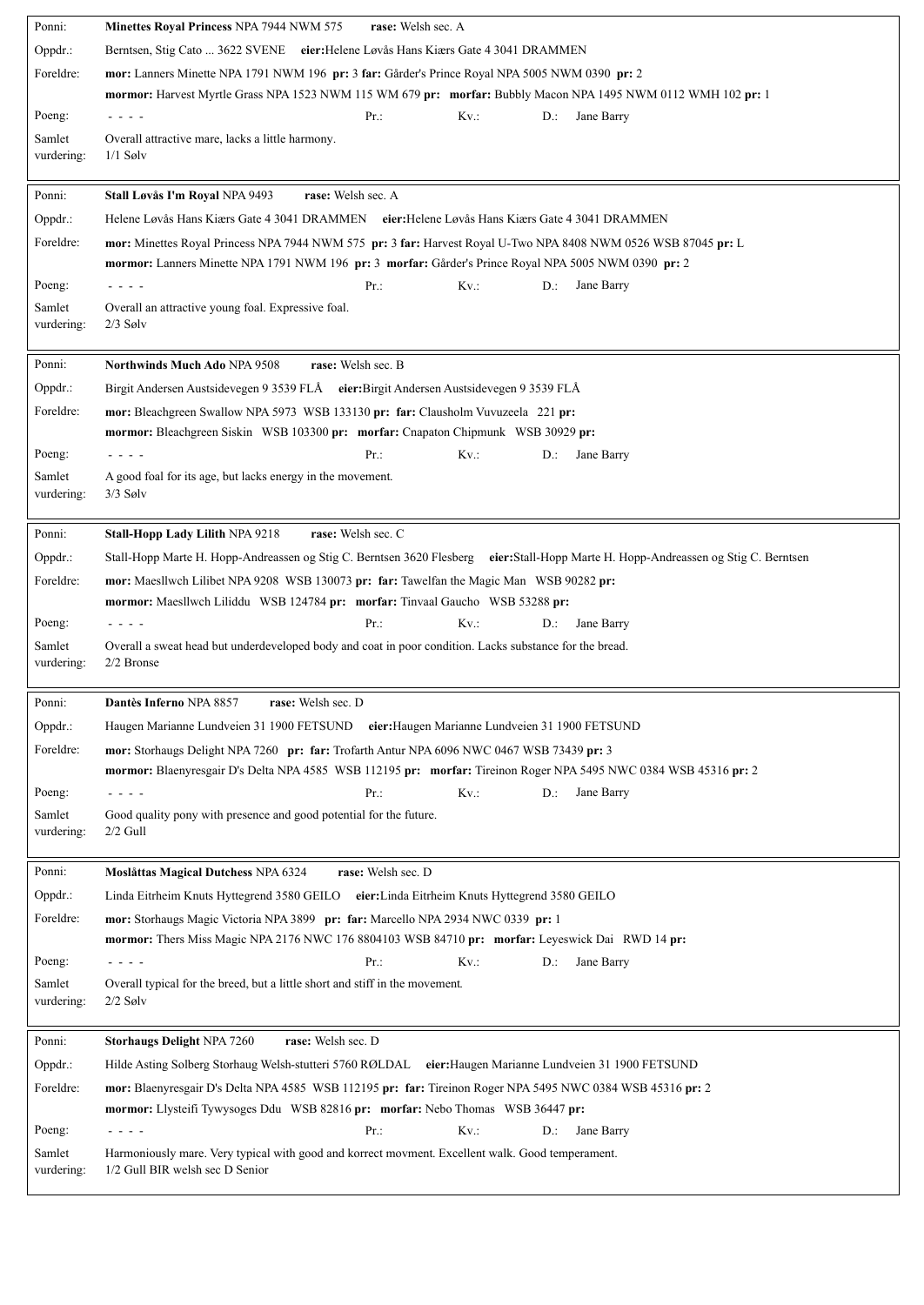| Ponni: | **Minettes Royal Princess** NPA 7944 NWM 575 **rase:** Welsh sec. A | | | |
|---|---|---|---|---|
| Oppdr.: | Berntsen, Stig Cato ... 3622 SVENE **eier:**Helene Løvås Hans Kiærs Gate 4 3041 DRAMMEN | | | |
| Foreldre: | **mor:** Lanners Minette NPA 1791 NWM 196 **pr:** 3 **far:** Gårder's Prince Royal NPA 5005 NWM 0390 **pr:** 2<br>**mormor:** Harvest Myrtle Grass NPA 1523 NWM 115 WM 679 **pr:** **morfar:** Bubbly Macon NPA 1495 NWM 0112 WMH 102 **pr:** 1 | | | |
| Poeng: | - - - - | Pr.: | Kv.: | D.: Jane Barry |
| Samlet vurdering: | Overall attractive mare, lacks a little harmony.<br>1/1 Sølv | | | |

| Ponni: | **Stall Løvås I'm Royal** NPA 9493 **rase:** Welsh sec. A | | | |
|---|---|---|---|---|
| Oppdr.: | Helene Løvås Hans Kiærs Gate 4 3041 DRAMMEN **eier:**Helene Løvås Hans Kiærs Gate 4 3041 DRAMMEN | | | |
| Foreldre: | **mor:** Minettes Royal Princess NPA 7944 NWM 575 **pr:** 3 **far:** Harvest Royal U-Two NPA 8408 NWM 0526 WSB 87045 **pr:** L<br>**mormor:** Lanners Minette NPA 1791 NWM 196 **pr:** 3 **morfar:** Gårder's Prince Royal NPA 5005 NWM 0390 **pr:** 2 | | | |
| Poeng: | - - - - | Pr.: | Kv.: | D.: Jane Barry |
| Samlet vurdering: | Overall an attractive young foal. Expressive foal.<br>2/3 Sølv | | | |

| Ponni: | **Northwinds Much Ado** NPA 9508 **rase:** Welsh sec. B | | | |
|---|---|---|---|---|
| Oppdr.: | Birgit Andersen Austsidevegen 9 3539 FLÅ **eier:**Birgit Andersen Austsidevegen 9 3539 FLÅ | | | |
| Foreldre: | **mor:** Bleachgreen Swallow NPA 5973 WSB 133130 **pr:** **far:** Clausholm Vuvuzeela 221 **pr:**<br>**mormor:** Bleachgreen Siskin WSB 103300 **pr:** **morfar:** Cnapaton Chipmunk WSB 30929 **pr:** | | | |
| Poeng: | - - - - | Pr.: | Kv.: | D.: Jane Barry |
| Samlet vurdering: | A good foal for its age, but lacks energy in the movement.<br>3/3 Sølv | | | |

| Ponni: | **Stall-Hopp Lady Lilith** NPA 9218 **rase:** Welsh sec. C | | | |
|---|---|---|---|---|
| Oppdr.: | Stall-Hopp Marte H. Hopp-Andreassen og Stig C. Berntsen 3620 Flesberg **eier:**Stall-Hopp Marte H. Hopp-Andreassen og Stig C. Berntsen | | | |
| Foreldre: | **mor:** Maesllwch Lilibet NPA 9208 WSB 130073 **pr:** **far:** Tawelfan the Magic Man WSB 90282 **pr:**<br>**mormor:** Maesllwch Liliddu WSB 124784 **pr:** **morfar:** Tinvaal Gaucho WSB 53288 **pr:** | | | |
| Poeng: | - - - - | Pr.: | Kv.: | D.: Jane Barry |
| Samlet vurdering: | Overall a sweat head but underdeveloped body and coat in poor condition. Lacks substance for the bread.<br>2/2 Bronse | | | |

| Ponni: | **Dantès Inferno** NPA 8857 **rase:** Welsh sec. D | | | |
|---|---|---|---|---|
| Oppdr.: | Haugen Marianne Lundveien 31 1900 FETSUND **eier:**Haugen Marianne Lundveien 31 1900 FETSUND | | | |
| Foreldre: | **mor:** Storhaugs Delight NPA 7260 **pr:** **far:** Trofarth Antur NPA 6096 NWC 0467 WSB 73439 **pr:** 3<br>**mormor:** Blaenyresgair D's Delta NPA 4585 WSB 112195 **pr:** **morfar:** Tireinon Roger NPA 5495 NWC 0384 WSB 45316 **pr:** 2 | | | |
| Poeng: | - - - - | Pr.: | Kv.: | D.: Jane Barry |
| Samlet vurdering: | Good quality pony with presence and good potential for the future.<br>2/2 Gull | | | |

| Ponni: | **Moslåttas Magical Dutchess** NPA 6324 **rase:** Welsh sec. D | | | |
|---|---|---|---|---|
| Oppdr.: | Linda Eitrheim Knuts Hyttegrend 3580 GEILO **eier:**Linda Eitrheim Knuts Hyttegrend 3580 GEILO | | | |
| Foreldre: | **mor:** Storhaugs Magic Victoria NPA 3899 **pr:** **far:** Marcello NPA 2934 NWC 0339 **pr:** 1<br>**mormor:** Thers Miss Magic NPA 2176 NWC 176 8804103 WSB 84710 **pr:** **morfar:** Leyeswick Dai RWD 14 **pr:** | | | |
| Poeng: | - - - - | Pr.: | Kv.: | D.: Jane Barry |
| Samlet vurdering: | Overall typical for the breed, but a little short and stiff in the movement.<br>2/2 Sølv | | | |

| Ponni: | **Storhaugs Delight** NPA 7260 **rase:** Welsh sec. D | | | |
|---|---|---|---|---|
| Oppdr.: | Hilde Asting Solberg Storhaug Welsh-stutteri 5760 RØLDAL **eier:**Haugen Marianne Lundveien 31 1900 FETSUND | | | |
| Foreldre: | **mor:** Blaenyresgair D's Delta NPA 4585 WSB 112195 **pr:** **far:** Tireinon Roger NPA 5495 NWC 0384 WSB 45316 **pr:** 2<br>**mormor:** Llysteifi Tywysoges Ddu WSB 82816 **pr:** **morfar:** Nebo Thomas WSB 36447 **pr:** | | | |
| Poeng: | - - - - | Pr.: | Kv.: | D.: Jane Barry |
| Samlet vurdering: | Harmoniously mare. Very typical with good and korrect movment. Excellent walk. Good temperament.<br>1/2 Gull BIR welsh sec D Senior | | | |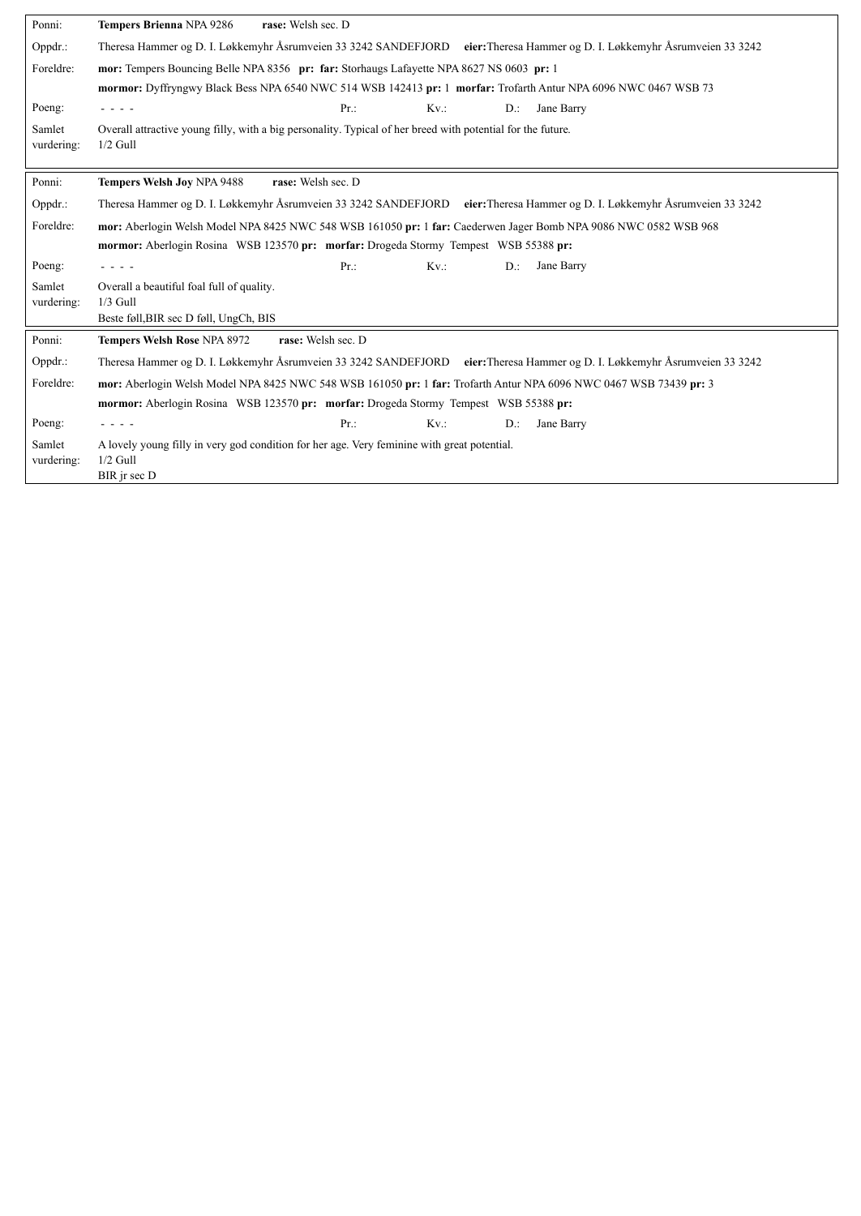| | |
|---|---|
| Ponni: | **Tempers Brienna** NPA 9286 **rase:** Welsh sec. D |
| Oppdr.: | Theresa Hammer og D. I. Løkkemyhr Åsrumveien 33 3242 SANDEFJORD **eier:** Theresa Hammer og D. I. Løkkemyhr Åsrumveien 33 3242 |
| Foreldre: | **mor:** Tempers Bouncing Belle NPA 8356 **pr: far:** Storhaugs Lafayette NPA 8627 NS 0603 **pr:** 1 |
| | **mormor:** Dyffryngwy Black Bess NPA 6540 NWC 514 WSB 142413 **pr:** 1 **morfar:** Trofarth Antur NPA 6096 NWC 0467 WSB 73 |
| Poeng: | - - - - Pr.: Kv.: D.: Jane Barry |
| Samlet vurdering: | Overall attractive young filly, with a big personality. Typical of her breed with potential for the future.<br>1/2 Gull |

| | |
|---|---|
| Ponni: | **Tempers Welsh Joy** NPA 9488 **rase:** Welsh sec. D |
| Oppdr.: | Theresa Hammer og D. I. Løkkemyhr Åsrumveien 33 3242 SANDEFJORD **eier:** Theresa Hammer og D. I. Løkkemyhr Åsrumveien 33 3242 |
| Foreldre: | **mor:** Aberlogin Welsh Model NPA 8425 NWC 548 WSB 161050 **pr:** 1 **far:** Caederwen Jager Bomb NPA 9086 NWC 0582 WSB 968 |
| | **mormor:** Aberlogin Rosina WSB 123570 **pr: morfar:** Drogeda Stormy Tempest WSB 55388 **pr:** |
| Poeng: | - - - - Pr.: Kv.: D.: Jane Barry |
| Samlet vurdering: | Overall a beautiful foal full of quality.<br>1/3 Gull<br>Beste føll,BIR sec D føll, UngCh, BIS |

| | |
|---|---|
| Ponni: | **Tempers Welsh Rose** NPA 8972 **rase:** Welsh sec. D |
| Oppdr.: | Theresa Hammer og D. I. Løkkemyhr Åsrumveien 33 3242 SANDEFJORD **eier:** Theresa Hammer og D. I. Løkkemyhr Åsrumveien 33 3242 |
| Foreldre: | **mor:** Aberlogin Welsh Model NPA 8425 NWC 548 WSB 161050 **pr:** 1 **far:** Trofarth Antur NPA 6096 NWC 0467 WSB 73439 **pr:** 3 |
| | **mormor:** Aberlogin Rosina WSB 123570 **pr: morfar:** Drogeda Stormy Tempest WSB 55388 **pr:** |
| Poeng: | - - - - Pr.: Kv.: D.: Jane Barry |
| Samlet vurdering: | A lovely young filly in very god condition for her age. Very feminine with great potential.<br>1/2 Gull<br>BIR jr sec D |